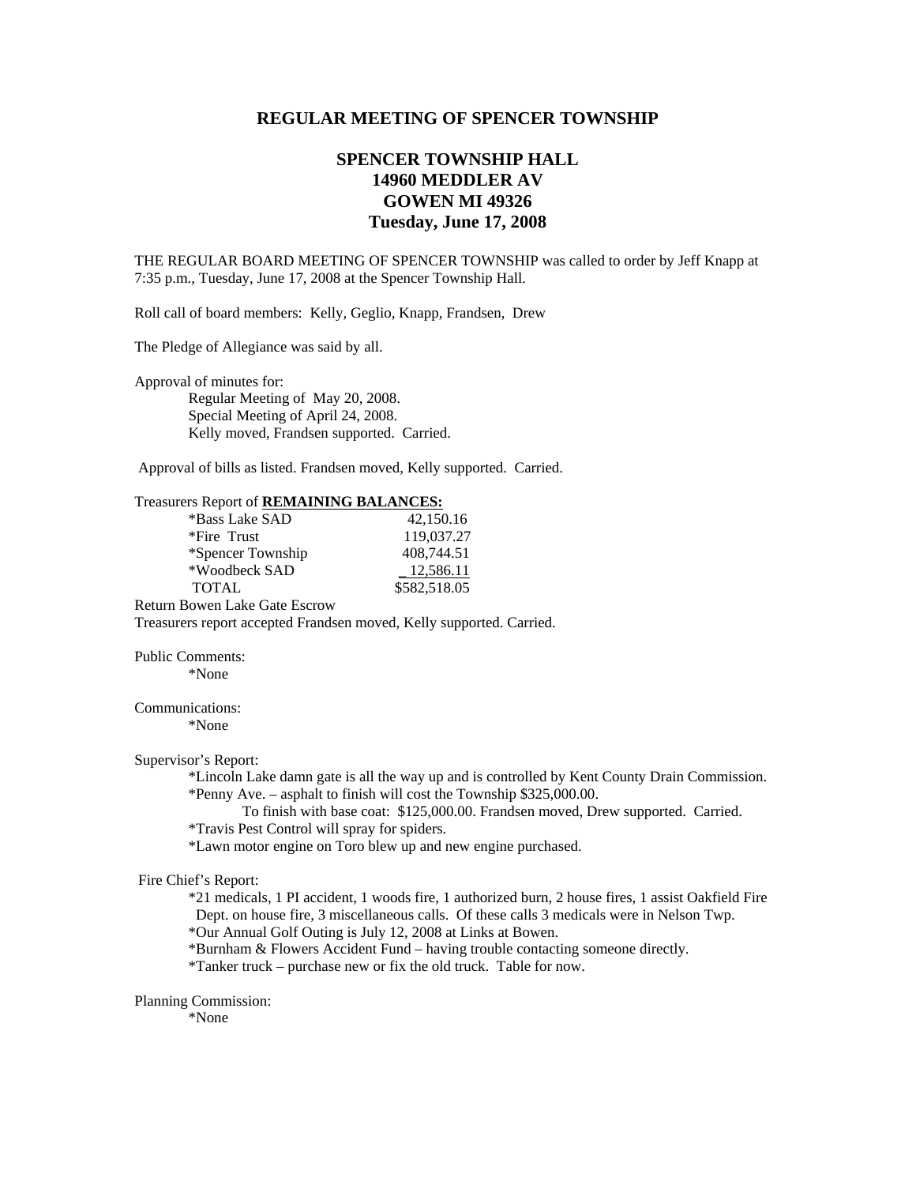# REGULAR MEETING OF SPENCER TOWNSHIP

## SPENCER TOWNSHIP HALL
## 14960 MEDDLER AV
## GOWEN MI 49326
## Tuesday, June 17, 2008

THE REGULAR BOARD MEETING OF SPENCER TOWNSHIP was called to order by Jeff Knapp at 7:35 p.m., Tuesday, June 17, 2008 at the Spencer Township Hall.

Roll call of board members: Kelly, Geglio, Knapp, Frandsen, Drew

The Pledge of Allegiance was said by all.

Approval of minutes for:

- Regular Meeting of May 20, 2008.
- Special Meeting of April 24, 2008.
- Kelly moved, Frandsen supported. Carried.

Approval of bills as listed. Frandsen moved, Kelly supported. Carried.

Treasurers Report of **REMAINING BALANCES:**

| | |
|---|---|
| *Bass Lake SAD | 42,150.16 |
| *Fire Trust | 119,037.27 |
| *Spencer Township | 408,744.51 |
| *Woodbeck SAD | 12,586.11 |
| TOTAL | $582,518.05 |

Return Bowen Lake Gate Escrow

Treasurers report accepted Frandsen moved, Kelly supported. Carried.

Public Comments:

*None

Communications:

*None

Supervisor's Report:

*Lincoln Lake damn gate is all the way up and is controlled by Kent County Drain Commission.

*Penny Ave. – asphalt to finish will cost the Township $325,000.00.

To finish with base coat: $125,000.00. Frandsen moved, Drew supported. Carried.

*Travis Pest Control will spray for spiders.

*Lawn motor engine on Toro blew up and new engine purchased.

Fire Chief's Report:

*21 medicals, 1 PI accident, 1 woods fire, 1 authorized burn, 2 house fires, 1 assist Oakfield Fire Dept. on house fire, 3 miscellaneous calls. Of these calls 3 medicals were in Nelson Twp.

*Our Annual Golf Outing is July 12, 2008 at Links at Bowen.

*Burnham & Flowers Accident Fund – having trouble contacting someone directly.

*Tanker truck – purchase new or fix the old truck. Table for now.

Planning Commission:

*None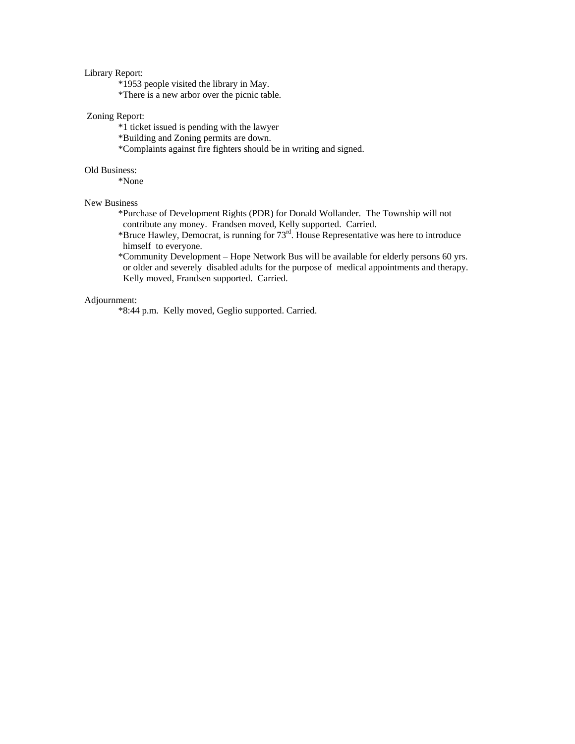Library Report:

*1953 people visited the library in May.
*There is a new arbor over the picnic table.

Zoning Report:

*1 ticket issued is pending with the lawyer
*Building and Zoning permits are down.
*Complaints against fire fighters should be in writing and signed.

Old Business:

*None

New Business

*Purchase of Development Rights (PDR) for Donald Wollander. The Township will not contribute any money. Frandsen moved, Kelly supported. Carried.
*Bruce Hawley, Democrat, is running for 73rd. House Representative was here to introduce himself to everyone.
*Community Development – Hope Network Bus will be available for elderly persons 60 yrs. or older and severely disabled adults for the purpose of medical appointments and therapy. Kelly moved, Frandsen supported. Carried.

Adjournment:

*8:44 p.m. Kelly moved, Geglio supported. Carried.